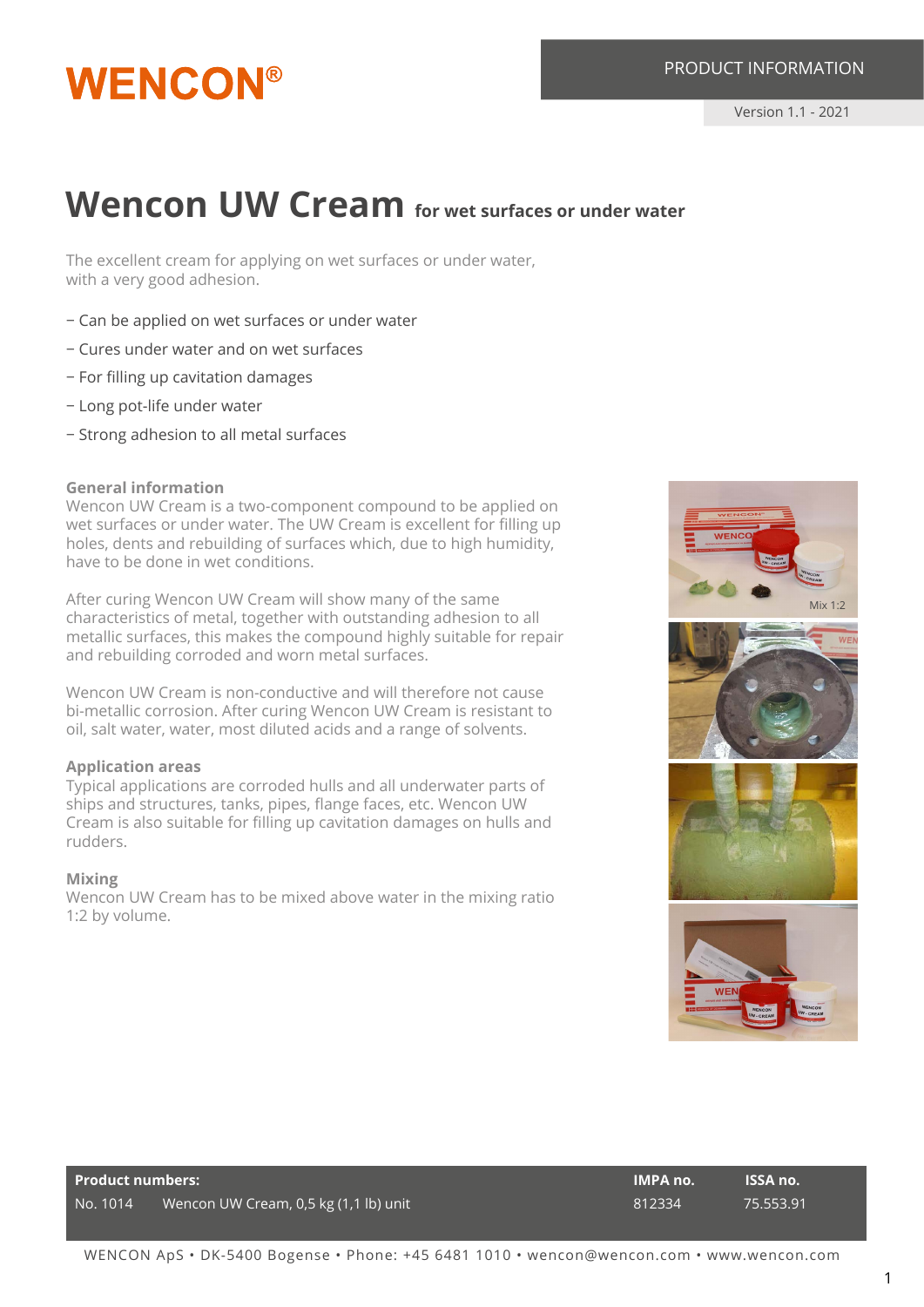# WENCON®

PRODUCT INFORMATION

Version 1.1 - 2021

# Wencon UW Cream for wet surfaces or under water

The excellent cream for applying on wet surfaces or under water, with a very good adhesion.

- Can be applied on wet surfaces or under water
- Cures under water and on wet surfaces
- For filling up cavitation damages
- Long pot-life under water
- Strong adhesion to all metal surfaces

## General information

Wencon UW Cream is a two-component compound to be applied on wet surfaces or under water. The UW Cream is excellent for filling up holes, dents and rebuilding of surfaces which, due to high humidity, have to be done in wet conditions.

After curing Wencon UW Cream will show many of the same characteristics of metal, together with outstanding adhesion to all metallic surfaces, this makes the compound highly suitable for repair and rebuilding corroded and worn metal surfaces.

Wencon UW Cream is non-conductive and will therefore not cause bi-metallic corrosion. After curing Wencon UW Cream is resistant to oil, salt water, water, most diluted acids and a range of solvents.

## Application areas

Typical applications are corroded hulls and all underwater parts of ships and structures, tanks, pipes, flange faces, etc. Wencon UW Cream is also suitable for filling up cavitation damages on hulls and rudders.

## Mixing

Wencon UW Cream has to be mixed above water in the mixing ratio 1:2 by volume.

Mix 1:2

| Product numbers: | | IMPA no. | ISSA no. |
|---|---|---|---|
| No. 1014 | Wencon UW Cream, 0,5 kg (1,1 lb) unit | 812334 | 75.553.91 |

WENCON ApS • DK-5400 Bogense • Phone: +45 6481 1010 • wencon@wencon.com • www.wencon.com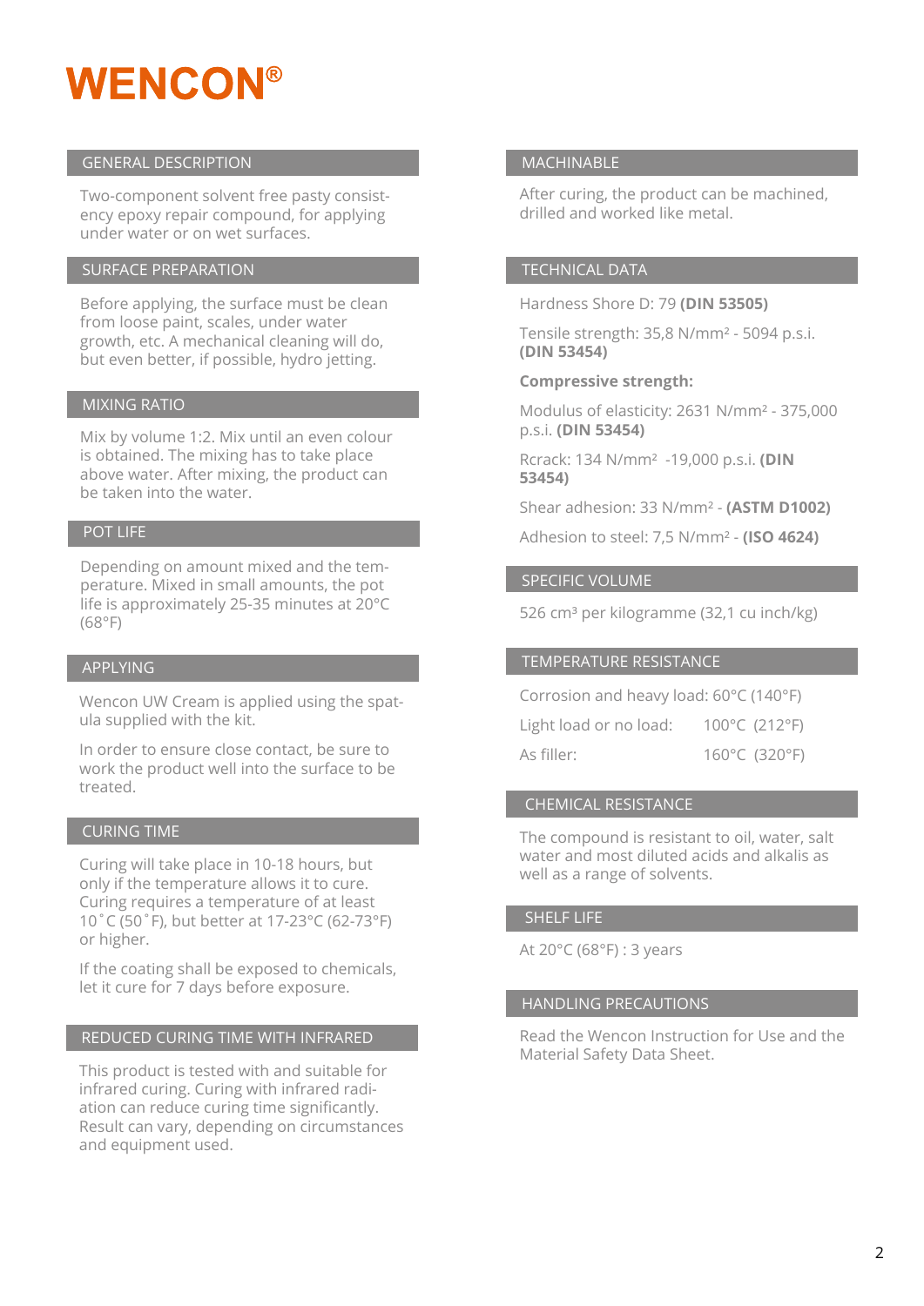# WENCON®

## GENERAL DESCRIPTION

Two-component solvent free pasty consistency epoxy repair compound, for applying under water or on wet surfaces.

## SURFACE PREPARATION

Before applying, the surface must be clean from loose paint, scales, under water growth, etc. A mechanical cleaning will do, but even better, if possible, hydro jetting.

## MIXING RATIO

Mix by volume 1:2. Mix until an even colour is obtained. The mixing has to take place above water. After mixing, the product can be taken into the water.

## POT LIFE

Depending on amount mixed and the temperature. Mixed in small amounts, the pot life is approximately 25-35 minutes at 20°C (68°F)

## APPLYING

Wencon UW Cream is applied using the spatula supplied with the kit.

In order to ensure close contact, be sure to work the product well into the surface to be treated.

## CURING TIME

Curing will take place in 10-18 hours, but only if the temperature allows it to cure. Curing requires a temperature of at least 10˚C (50˚F), but better at 17-23°C (62-73°F) or higher.

If the coating shall be exposed to chemicals, let it cure for 7 days before exposure.

## REDUCED CURING TIME WITH INFRARED

This product is tested with and suitable for infrared curing. Curing with infrared radiation can reduce curing time significantly. Result can vary, depending on circumstances and equipment used.

## MACHINABLE

After curing, the product can be machined, drilled and worked like metal.

## TECHNICAL DATA

Hardness Shore D: 79 **(DIN 53505)**

Tensile strength: 35,8 N/mm² - 5094 p.s.i. **(DIN 53454)**

**Compressive strength:**

Modulus of elasticity: 2631 N/mm² - 375,000 p.s.i. **(DIN 53454)**

Rcrack: 134 N/mm² -19,000 p.s.i. **(DIN 53454)**

Shear adhesion: 33 N/mm² - **(ASTM D1002)**

Adhesion to steel: 7,5 N/mm² - **(ISO 4624)**

## SPECIFIC VOLUME

526 cm³ per kilogramme (32,1 cu inch/kg)

## TEMPERATURE RESISTANCE

Corrosion and heavy load: 60°C (140°F)

Light load or no load: 100°C (212°F)

As filler: 160°C (320°F)

## CHEMICAL RESISTANCE

The compound is resistant to oil, water, salt water and most diluted acids and alkalis as well as a range of solvents.

## SHELF LIFE

At 20°C (68°F) : 3 years

## HANDLING PRECAUTIONS

Read the Wencon Instruction for Use and the Material Safety Data Sheet.